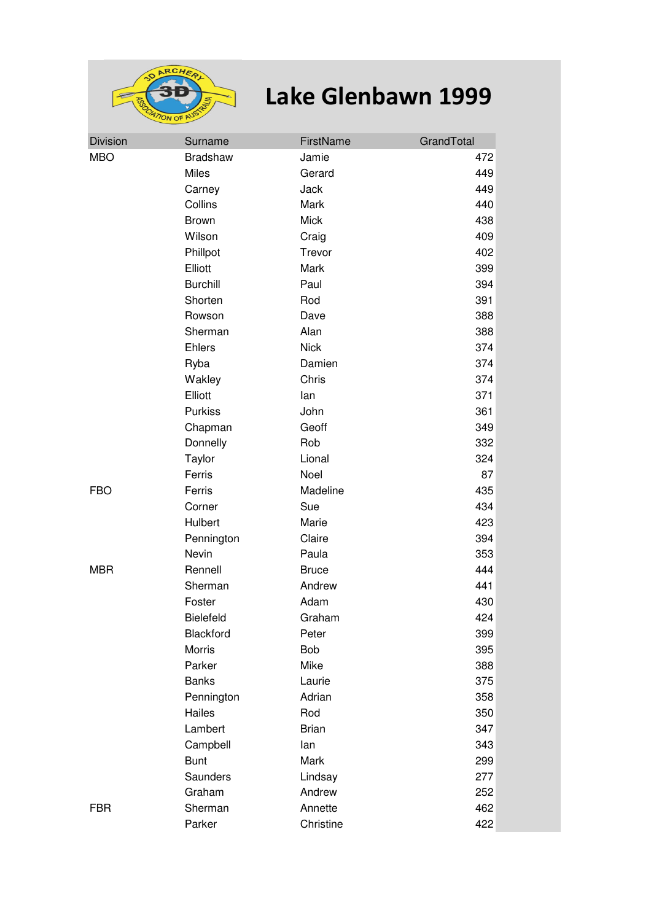# Lake Glenbawn 1999

| Division | Surname | FirstName | GrandTotal |
|---|---|---|---|
| MBO | Bradshaw | Jamie | 472 |
| | Miles | Gerard | 449 |
| | Carney | Jack | 449 |
| | Collins | Mark | 440 |
| | Brown | Mick | 438 |
| | Wilson | Craig | 409 |
| | Phillpot | Trevor | 402 |
| | Elliott | Mark | 399 |
| | Burchill | Paul | 394 |
| | Shorten | Rod | 391 |
| | Rowson | Dave | 388 |
| | Sherman | Alan | 388 |
| | Ehlers | Nick | 374 |
| | Ryba | Damien | 374 |
| | Wakley | Chris | 374 |
| | Elliott | Ian | 371 |
| | Purkiss | John | 361 |
| | Chapman | Geoff | 349 |
| | Donnelly | Rob | 332 |
| | Taylor | Lional | 324 |
| | Ferris | Noel | 87 |
| FBO | Ferris | Madeline | 435 |
| | Corner | Sue | 434 |
| | Hulbert | Marie | 423 |
| | Pennington | Claire | 394 |
| | Nevin | Paula | 353 |
| MBR | Rennell | Bruce | 444 |
| | Sherman | Andrew | 441 |
| | Foster | Adam | 430 |
| | Bielefeld | Graham | 424 |
| | Blackford | Peter | 399 |
| | Morris | Bob | 395 |
| | Parker | Mike | 388 |
| | Banks | Laurie | 375 |
| | Pennington | Adrian | 358 |
| | Hailes | Rod | 350 |
| | Lambert | Brian | 347 |
| | Campbell | Ian | 343 |
| | Bunt | Mark | 299 |
| | Saunders | Lindsay | 277 |
| | Graham | Andrew | 252 |
| FBR | Sherman | Annette | 462 |
| | Parker | Christine | 422 |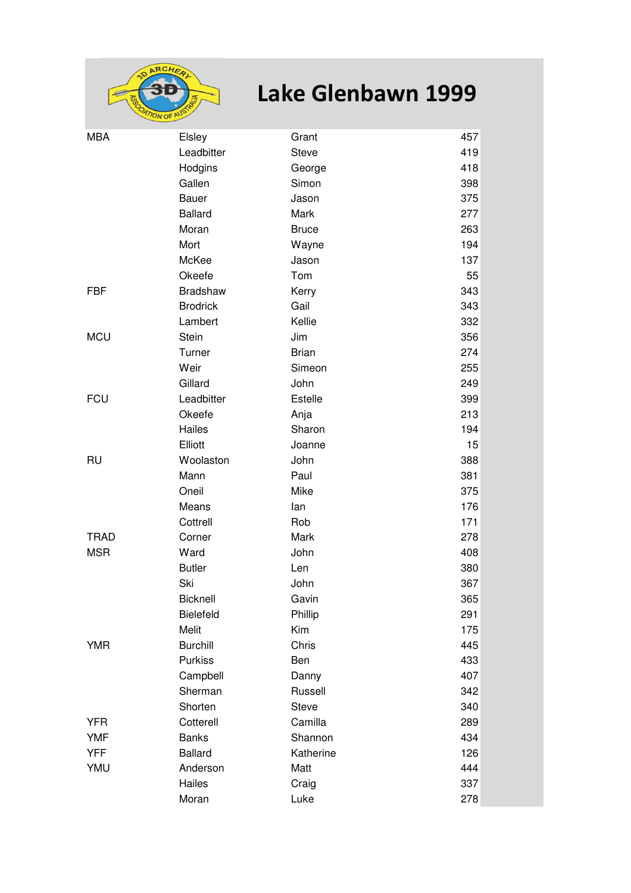# Lake Glenbawn 1999

| | | | |
|---|---|---|---|
| MBA | Elsley | Grant | 457 |
| | Leadbitter | Steve | 419 |
| | Hodgins | George | 418 |
| | Gallen | Simon | 398 |
| | Bauer | Jason | 375 |
| | Ballard | Mark | 277 |
| | Moran | Bruce | 263 |
| | Mort | Wayne | 194 |
| | McKee | Jason | 137 |
| | Okeefe | Tom | 55 |
| FBF | Bradshaw | Kerry | 343 |
| | Brodrick | Gail | 343 |
| | Lambert | Kellie | 332 |
| MCU | Stein | Jim | 356 |
| | Turner | Brian | 274 |
| | Weir | Simeon | 255 |
| | Gillard | John | 249 |
| FCU | Leadbitter | Estelle | 399 |
| | Okeefe | Anja | 213 |
| | Hailes | Sharon | 194 |
| | Elliott | Joanne | 15 |
| RU | Woolaston | John | 388 |
| | Mann | Paul | 381 |
| | Oneil | Mike | 375 |
| | Means | Ian | 176 |
| | Cottrell | Rob | 171 |
| TRAD | Corner | Mark | 278 |
| MSR | Ward | John | 408 |
| | Butler | Len | 380 |
| | Ski | John | 367 |
| | Bicknell | Gavin | 365 |
| | Bielefeld | Phillip | 291 |
| | Melit | Kim | 175 |
| YMR | Burchill | Chris | 445 |
| | Purkiss | Ben | 433 |
| | Campbell | Danny | 407 |
| | Sherman | Russell | 342 |
| | Shorten | Steve | 340 |
| YFR | Cotterell | Camilla | 289 |
| YMF | Banks | Shannon | 434 |
| YFF | Ballard | Katherine | 126 |
| YMU | Anderson | Matt | 444 |
| | Hailes | Craig | 337 |
| | Moran | Luke | 278 |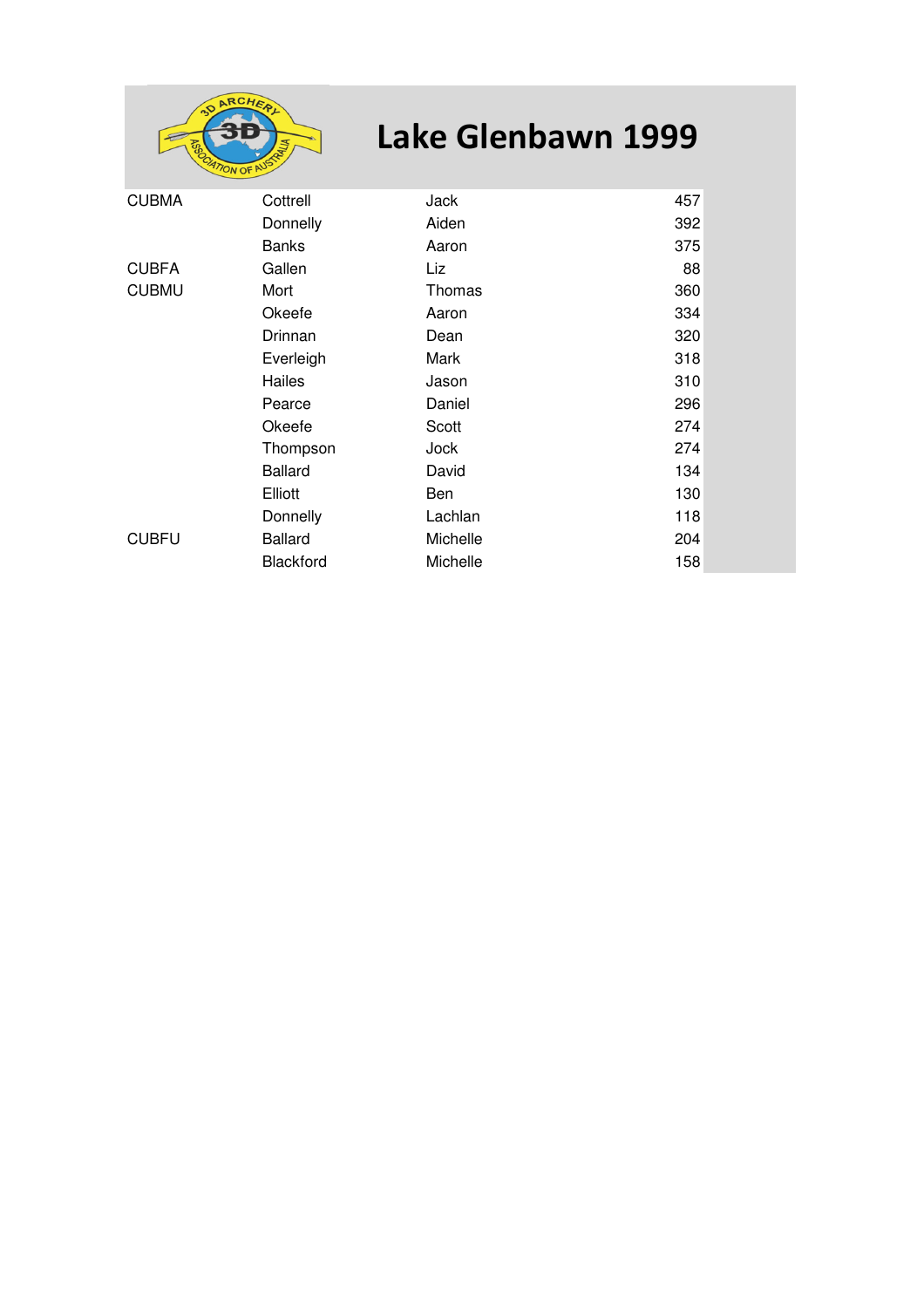# Lake Glenbawn 1999

| | | | |
|---|---|---|---|
| CUBMA | Cottrell | Jack | 457 |
| | Donnelly | Aiden | 392 |
| | Banks | Aaron | 375 |
| CUBFA | Gallen | Liz | 88 |
| CUBMU | Mort | Thomas | 360 |
| | Okeefe | Aaron | 334 |
| | Drinnan | Dean | 320 |
| | Everleigh | Mark | 318 |
| | Hailes | Jason | 310 |
| | Pearce | Daniel | 296 |
| | Okeefe | Scott | 274 |
| | Thompson | Jock | 274 |
| | Ballard | David | 134 |
| | Elliott | Ben | 130 |
| | Donnelly | Lachlan | 118 |
| CUBFU | Ballard | Michelle | 204 |
| | Blackford | Michelle | 158 |